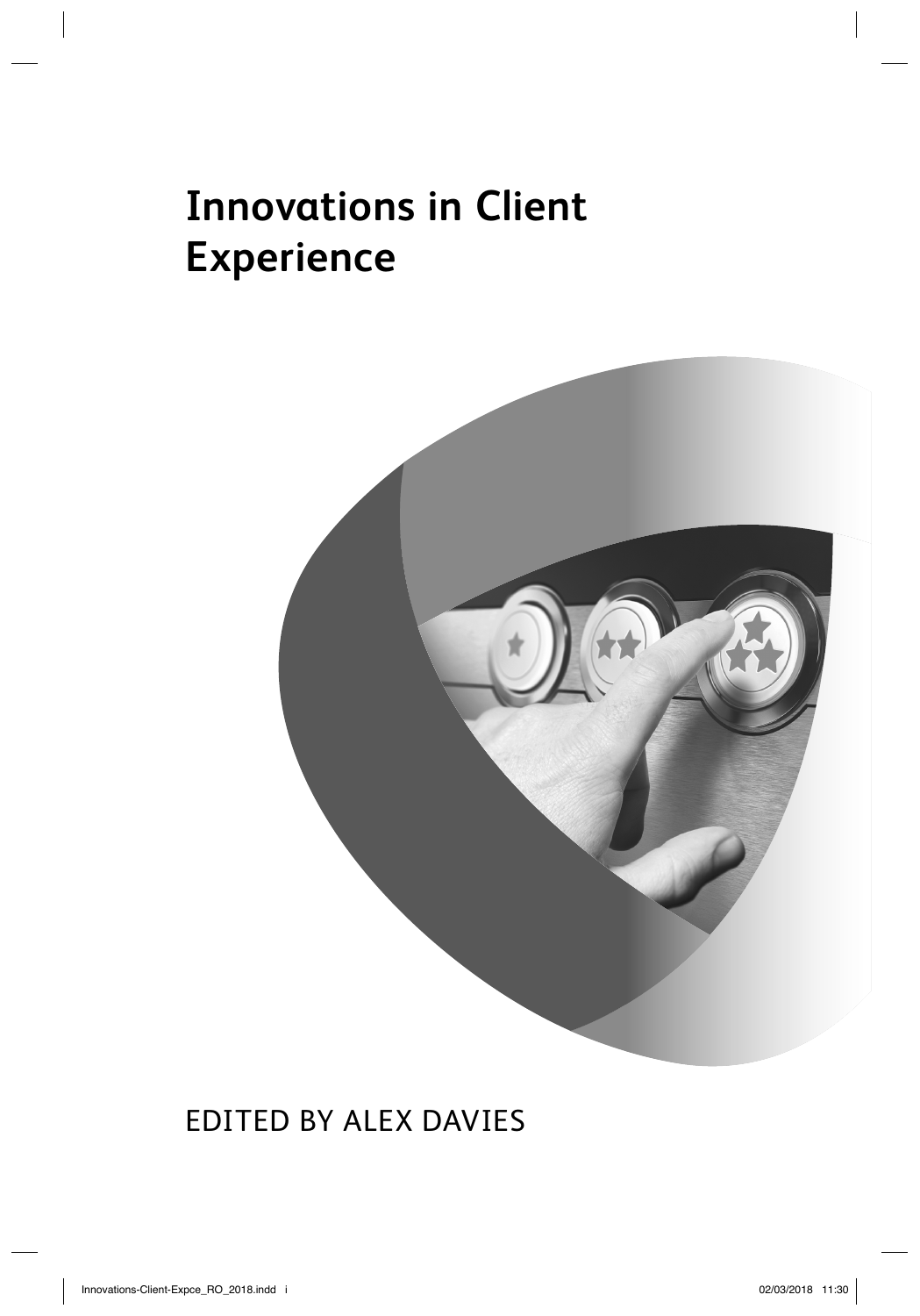# Innovations in Client Experience

EDITED BY ALEX DAVIES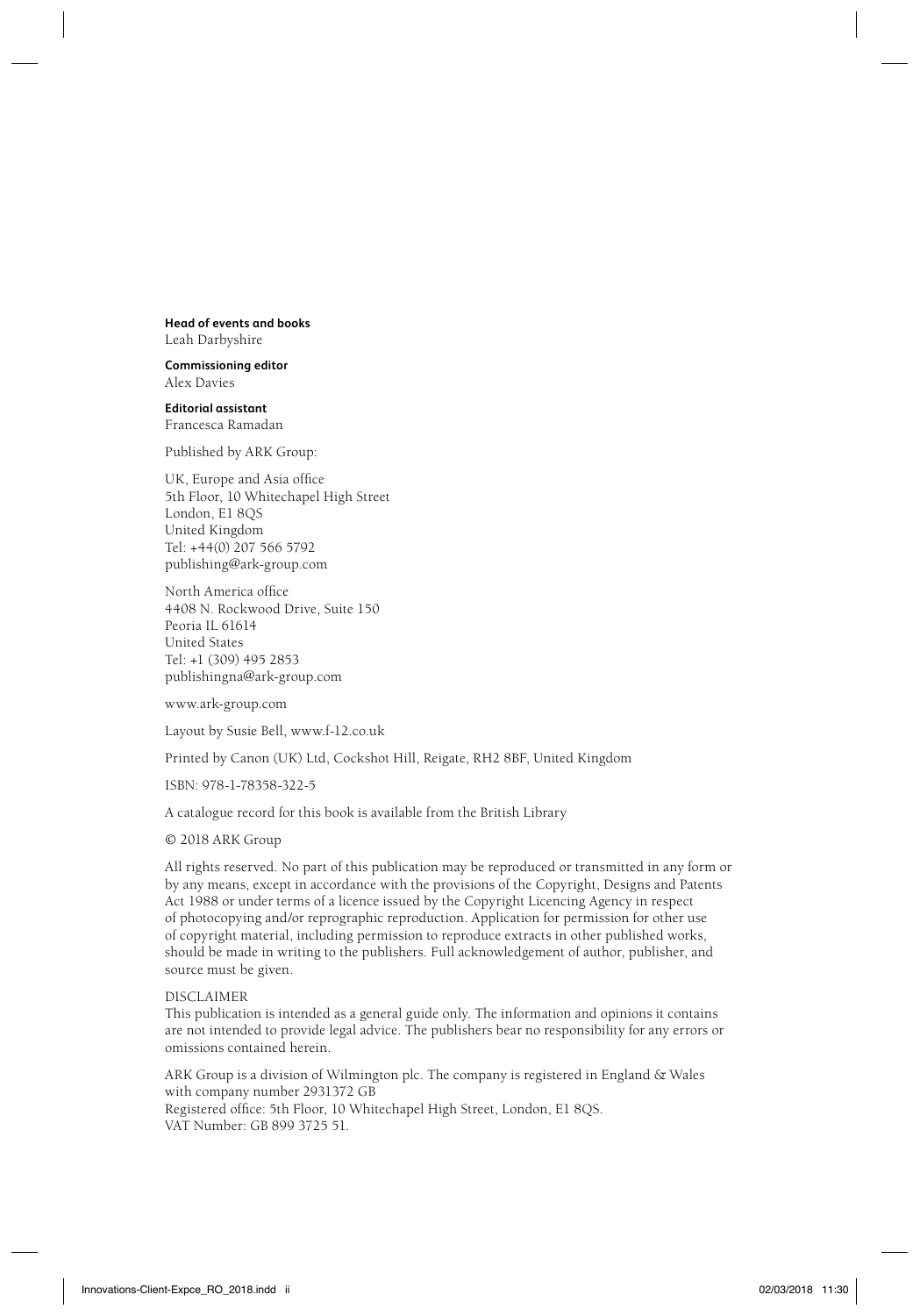**Head of events and books**
Leah Darbyshire

**Commissioning editor**
Alex Davies

**Editorial assistant**
Francesca Ramadan

Published by ARK Group:

UK, Europe and Asia office
5th Floor, 10 Whitechapel High Street
London, E1 8QS
United Kingdom
Tel: +44(0) 207 566 5792
publishing@ark-group.com

North America office
4408 N. Rockwood Drive, Suite 150
Peoria IL 61614
United States
Tel: +1 (309) 495 2853
publishingna@ark-group.com

www.ark-group.com

Layout by Susie Bell, www.f-12.co.uk

Printed by Canon (UK) Ltd, Cockshot Hill, Reigate, RH2 8BF, United Kingdom

ISBN: 978-1-78358-322-5

A catalogue record for this book is available from the British Library

© 2018 ARK Group

All rights reserved. No part of this publication may be reproduced or transmitted in any form or by any means, except in accordance with the provisions of the Copyright, Designs and Patents Act 1988 or under terms of a licence issued by the Copyright Licencing Agency in respect of photocopying and/or reprographic reproduction. Application for permission for other use of copyright material, including permission to reproduce extracts in other published works, should be made in writing to the publishers. Full acknowledgement of author, publisher, and source must be given.

DISCLAIMER
This publication is intended as a general guide only. The information and opinions it contains are not intended to provide legal advice. The publishers bear no responsibility for any errors or omissions contained herein.

ARK Group is a division of Wilmington plc. The company is registered in England & Wales with company number 2931372 GB
Registered office: 5th Floor, 10 Whitechapel High Street, London, E1 8QS.
VAT Number: GB 899 3725 51.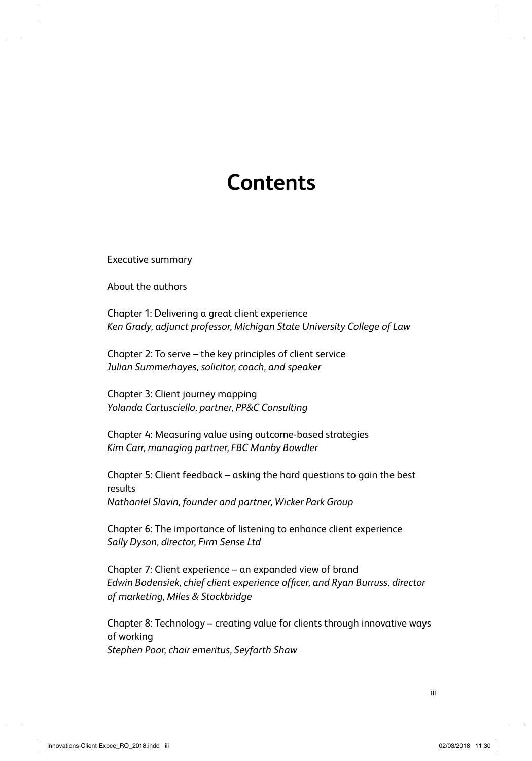# Contents

Executive summary

About the authors

Chapter 1: Delivering a great client experience
*Ken Grady, adjunct professor, Michigan State University College of Law*

Chapter 2: To serve – the key principles of client service
*Julian Summerhayes, solicitor, coach, and speaker*

Chapter 3: Client journey mapping
*Yolanda Cartusciello, partner, PP&C Consulting*

Chapter 4: Measuring value using outcome-based strategies
*Kim Carr, managing partner, FBC Manby Bowdler*

Chapter 5: Client feedback – asking the hard questions to gain the best results
*Nathaniel Slavin, founder and partner, Wicker Park Group*

Chapter 6: The importance of listening to enhance client experience
*Sally Dyson, director, Firm Sense Ltd*

Chapter 7: Client experience – an expanded view of brand
*Edwin Bodensiek, chief client experience officer, and Ryan Burruss, director of marketing, Miles & Stockbridge*

Chapter 8: Technology – creating value for clients through innovative ways of working
*Stephen Poor, chair emeritus, Seyfarth Shaw*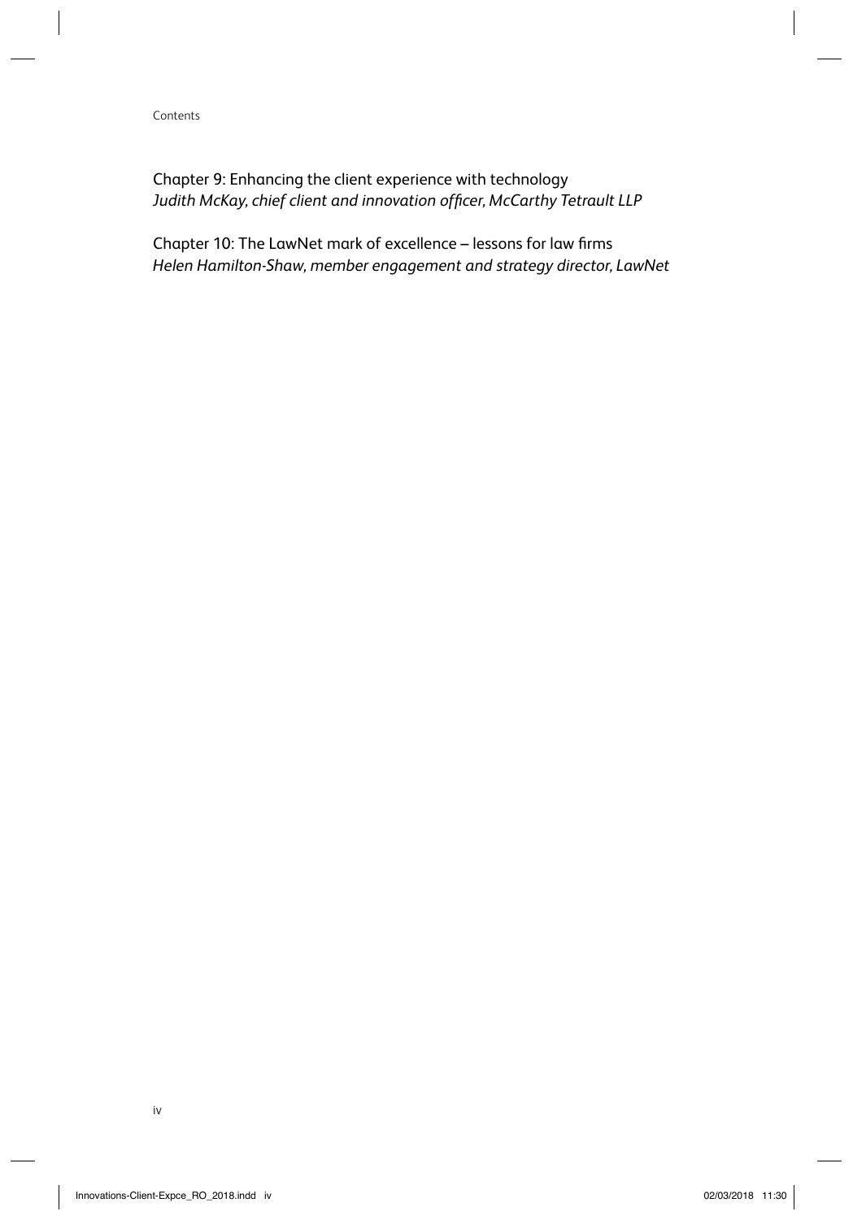Chapter 9: Enhancing the client experience with technology
*Judith McKay, chief client and innovation officer, McCarthy Tetrault LLP*

Chapter 10: The LawNet mark of excellence – lessons for law firms
*Helen Hamilton-Shaw, member engagement and strategy director, LawNet*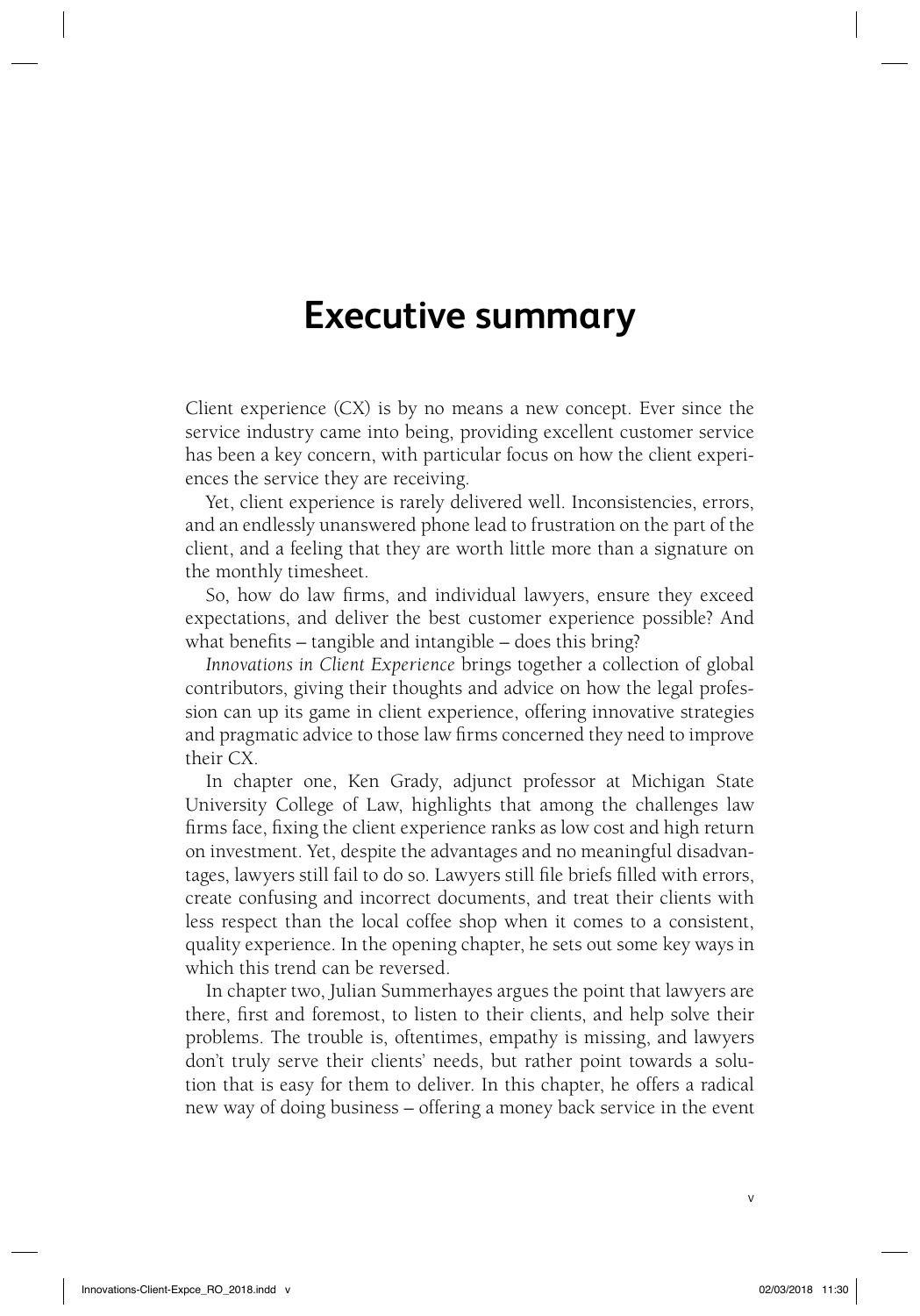# Executive summary

Client experience (CX) is by no means a new concept. Ever since the service industry came into being, providing excellent customer service has been a key concern, with particular focus on how the client experiences the service they are receiving.

Yet, client experience is rarely delivered well. Inconsistencies, errors, and an endlessly unanswered phone lead to frustration on the part of the client, and a feeling that they are worth little more than a signature on the monthly timesheet.

So, how do law firms, and individual lawyers, ensure they exceed expectations, and deliver the best customer experience possible? And what benefits – tangible and intangible – does this bring?

*Innovations in Client Experience* brings together a collection of global contributors, giving their thoughts and advice on how the legal profession can up its game in client experience, offering innovative strategies and pragmatic advice to those law firms concerned they need to improve their CX.

In chapter one, Ken Grady, adjunct professor at Michigan State University College of Law, highlights that among the challenges law firms face, fixing the client experience ranks as low cost and high return on investment. Yet, despite the advantages and no meaningful disadvantages, lawyers still fail to do so. Lawyers still file briefs filled with errors, create confusing and incorrect documents, and treat their clients with less respect than the local coffee shop when it comes to a consistent, quality experience. In the opening chapter, he sets out some key ways in which this trend can be reversed.

In chapter two, Julian Summerhayes argues the point that lawyers are there, first and foremost, to listen to their clients, and help solve their problems. The trouble is, oftentimes, empathy is missing, and lawyers don't truly serve their clients' needs, but rather point towards a solution that is easy for them to deliver. In this chapter, he offers a radical new way of doing business – offering a money back service in the event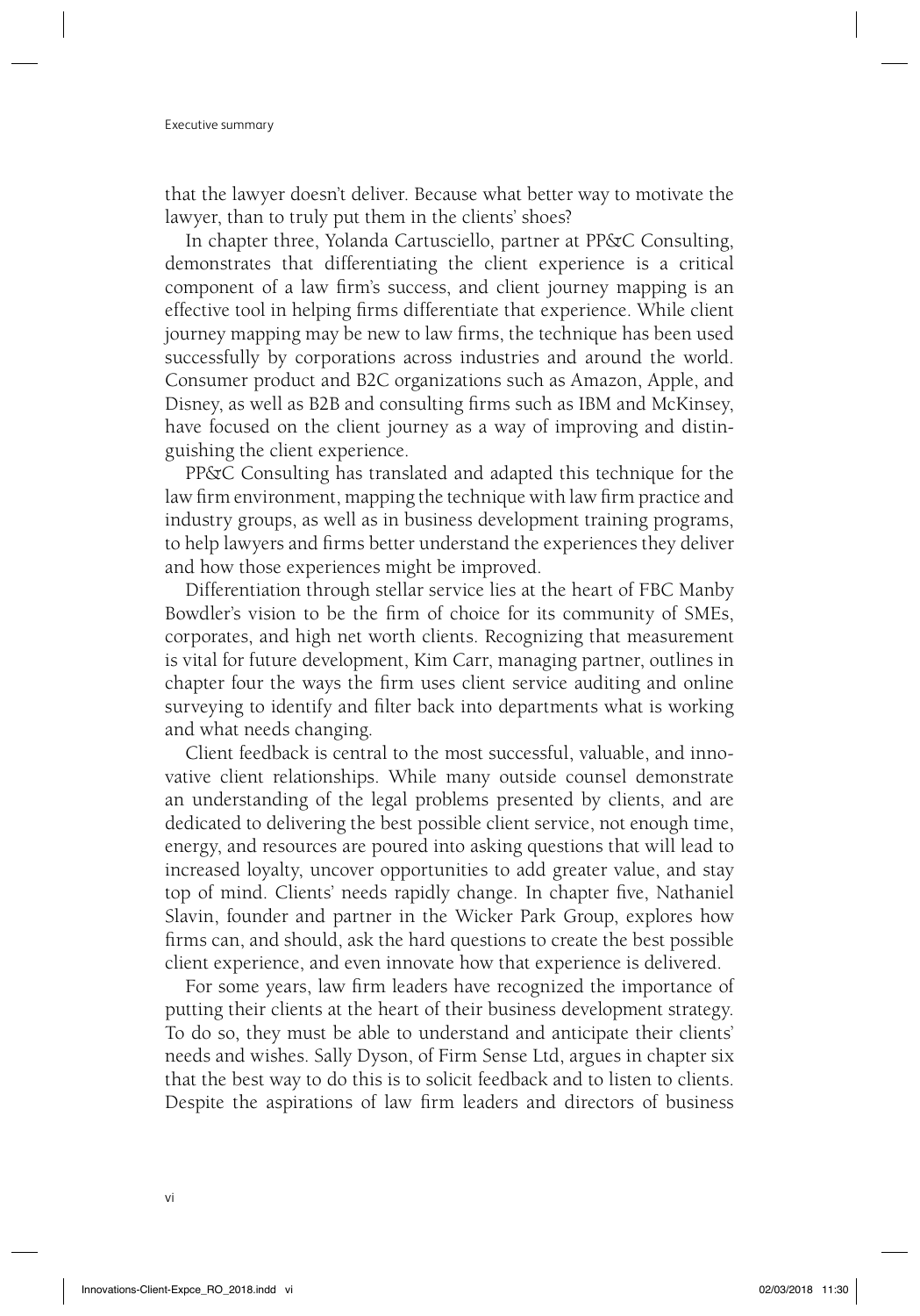that the lawyer doesn't deliver. Because what better way to motivate the lawyer, than to truly put them in the clients' shoes?

In chapter three, Yolanda Cartusciello, partner at PP&C Consulting, demonstrates that differentiating the client experience is a critical component of a law firm's success, and client journey mapping is an effective tool in helping firms differentiate that experience. While client journey mapping may be new to law firms, the technique has been used successfully by corporations across industries and around the world. Consumer product and B2C organizations such as Amazon, Apple, and Disney, as well as B2B and consulting firms such as IBM and McKinsey, have focused on the client journey as a way of improving and distinguishing the client experience.

PP&C Consulting has translated and adapted this technique for the law firm environment, mapping the technique with law firm practice and industry groups, as well as in business development training programs, to help lawyers and firms better understand the experiences they deliver and how those experiences might be improved.

Differentiation through stellar service lies at the heart of FBC Manby Bowdler's vision to be the firm of choice for its community of SMEs, corporates, and high net worth clients. Recognizing that measurement is vital for future development, Kim Carr, managing partner, outlines in chapter four the ways the firm uses client service auditing and online surveying to identify and filter back into departments what is working and what needs changing.

Client feedback is central to the most successful, valuable, and innovative client relationships. While many outside counsel demonstrate an understanding of the legal problems presented by clients, and are dedicated to delivering the best possible client service, not enough time, energy, and resources are poured into asking questions that will lead to increased loyalty, uncover opportunities to add greater value, and stay top of mind. Clients' needs rapidly change. In chapter five, Nathaniel Slavin, founder and partner in the Wicker Park Group, explores how firms can, and should, ask the hard questions to create the best possible client experience, and even innovate how that experience is delivered.

For some years, law firm leaders have recognized the importance of putting their clients at the heart of their business development strategy. To do so, they must be able to understand and anticipate their clients' needs and wishes. Sally Dyson, of Firm Sense Ltd, argues in chapter six that the best way to do this is to solicit feedback and to listen to clients. Despite the aspirations of law firm leaders and directors of business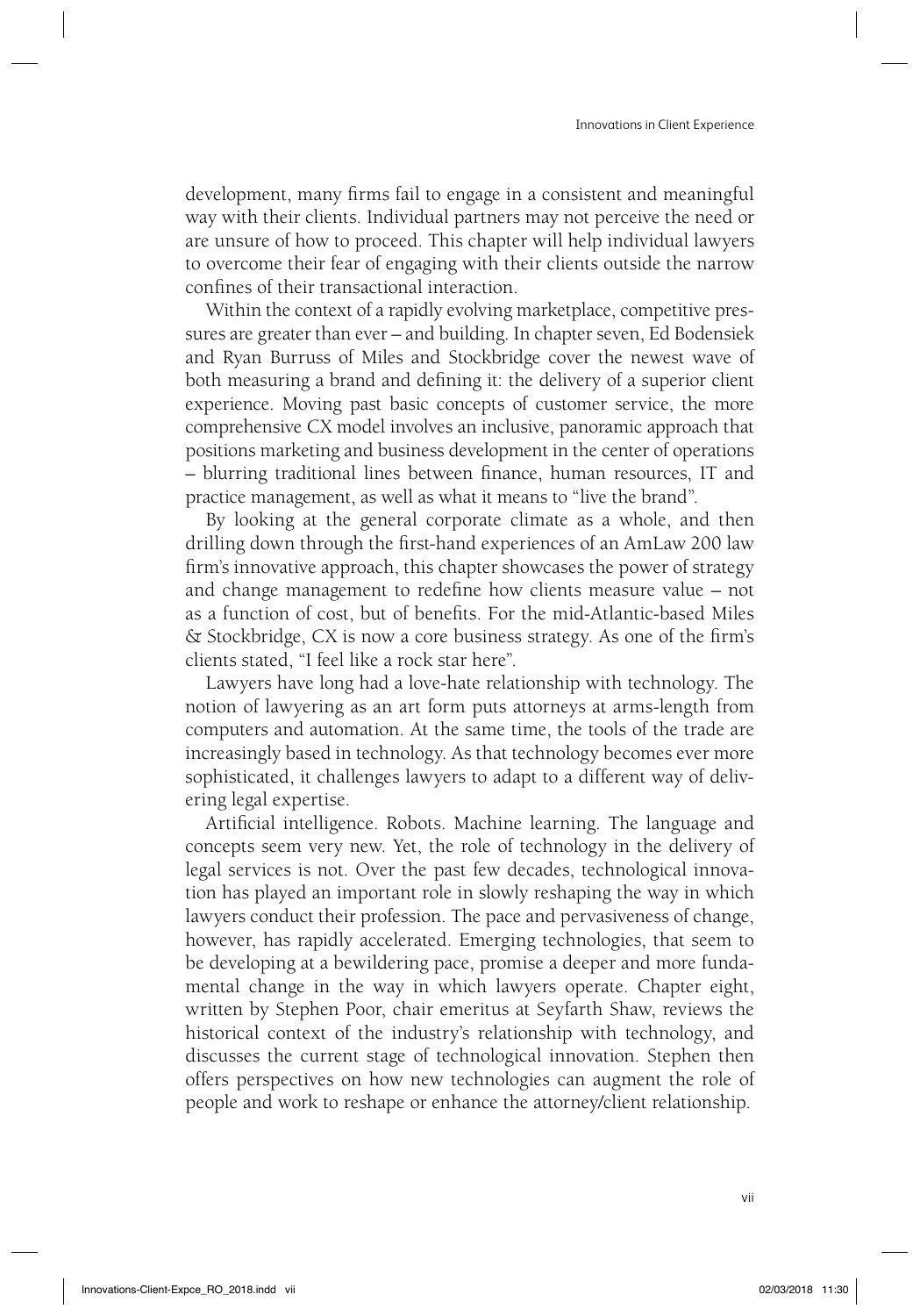development, many firms fail to engage in a consistent and meaningful way with their clients. Individual partners may not perceive the need or are unsure of how to proceed. This chapter will help individual lawyers to overcome their fear of engaging with their clients outside the narrow confines of their transactional interaction.

Within the context of a rapidly evolving marketplace, competitive pressures are greater than ever – and building. In chapter seven, Ed Bodensiek and Ryan Burruss of Miles and Stockbridge cover the newest wave of both measuring a brand and defining it: the delivery of a superior client experience. Moving past basic concepts of customer service, the more comprehensive CX model involves an inclusive, panoramic approach that positions marketing and business development in the center of operations – blurring traditional lines between finance, human resources, IT and practice management, as well as what it means to "live the brand".

By looking at the general corporate climate as a whole, and then drilling down through the first-hand experiences of an AmLaw 200 law firm's innovative approach, this chapter showcases the power of strategy and change management to redefine how clients measure value – not as a function of cost, but of benefits. For the mid-Atlantic-based Miles & Stockbridge, CX is now a core business strategy. As one of the firm's clients stated, "I feel like a rock star here".

Lawyers have long had a love-hate relationship with technology. The notion of lawyering as an art form puts attorneys at arms-length from computers and automation. At the same time, the tools of the trade are increasingly based in technology. As that technology becomes ever more sophisticated, it challenges lawyers to adapt to a different way of delivering legal expertise.

Artificial intelligence. Robots. Machine learning. The language and concepts seem very new. Yet, the role of technology in the delivery of legal services is not. Over the past few decades, technological innovation has played an important role in slowly reshaping the way in which lawyers conduct their profession. The pace and pervasiveness of change, however, has rapidly accelerated. Emerging technologies, that seem to be developing at a bewildering pace, promise a deeper and more fundamental change in the way in which lawyers operate. Chapter eight, written by Stephen Poor, chair emeritus at Seyfarth Shaw, reviews the historical context of the industry's relationship with technology, and discusses the current stage of technological innovation. Stephen then offers perspectives on how new technologies can augment the role of people and work to reshape or enhance the attorney/client relationship.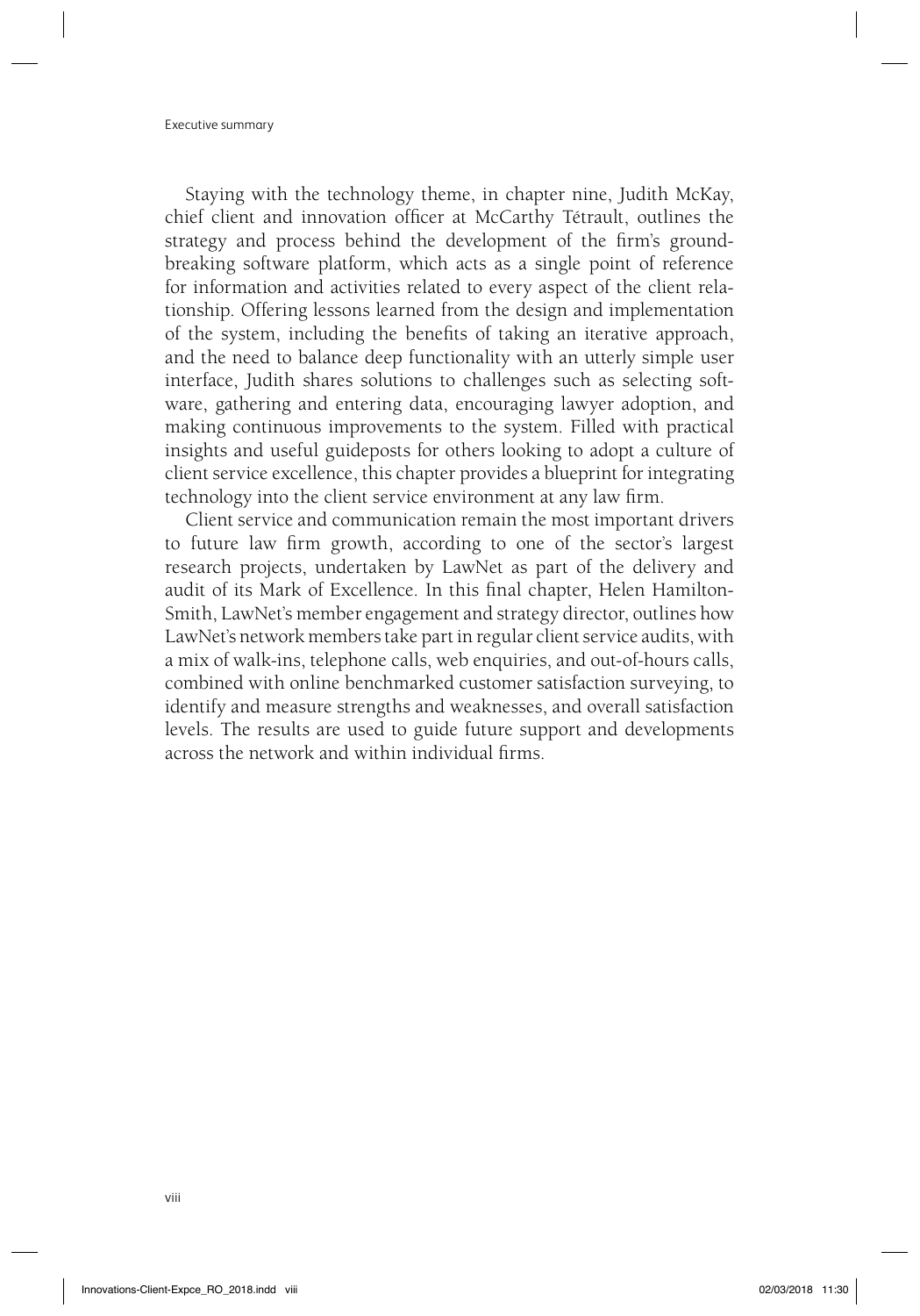Staying with the technology theme, in chapter nine, Judith McKay, chief client and innovation officer at McCarthy Tétrault, outlines the strategy and process behind the development of the firm's groundbreaking software platform, which acts as a single point of reference for information and activities related to every aspect of the client relationship. Offering lessons learned from the design and implementation of the system, including the benefits of taking an iterative approach, and the need to balance deep functionality with an utterly simple user interface, Judith shares solutions to challenges such as selecting software, gathering and entering data, encouraging lawyer adoption, and making continuous improvements to the system. Filled with practical insights and useful guideposts for others looking to adopt a culture of client service excellence, this chapter provides a blueprint for integrating technology into the client service environment at any law firm.

Client service and communication remain the most important drivers to future law firm growth, according to one of the sector's largest research projects, undertaken by LawNet as part of the delivery and audit of its Mark of Excellence. In this final chapter, Helen Hamilton-Smith, LawNet's member engagement and strategy director, outlines how LawNet's network members take part in regular client service audits, with a mix of walk-ins, telephone calls, web enquiries, and out-of-hours calls, combined with online benchmarked customer satisfaction surveying, to identify and measure strengths and weaknesses, and overall satisfaction levels. The results are used to guide future support and developments across the network and within individual firms.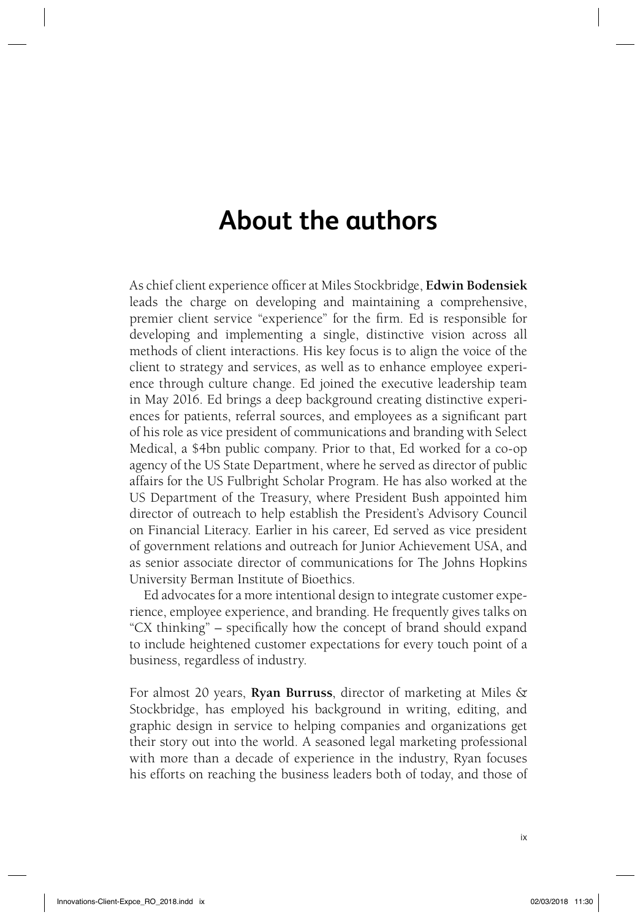# About the authors

As chief client experience officer at Miles Stockbridge, **Edwin Bodensiek** leads the charge on developing and maintaining a comprehensive, premier client service "experience" for the firm. Ed is responsible for developing and implementing a single, distinctive vision across all methods of client interactions. His key focus is to align the voice of the client to strategy and services, as well as to enhance employee experience through culture change. Ed joined the executive leadership team in May 2016. Ed brings a deep background creating distinctive experiences for patients, referral sources, and employees as a significant part of his role as vice president of communications and branding with Select Medical, a $4bn public company. Prior to that, Ed worked for a co-op agency of the US State Department, where he served as director of public affairs for the US Fulbright Scholar Program. He has also worked at the US Department of the Treasury, where President Bush appointed him director of outreach to help establish the President's Advisory Council on Financial Literacy. Earlier in his career, Ed served as vice president of government relations and outreach for Junior Achievement USA, and as senior associate director of communications for The Johns Hopkins University Berman Institute of Bioethics.

Ed advocates for a more intentional design to integrate customer experience, employee experience, and branding. He frequently gives talks on "CX thinking" – specifically how the concept of brand should expand to include heightened customer expectations for every touch point of a business, regardless of industry.

For almost 20 years, **Ryan Burruss**, director of marketing at Miles & Stockbridge, has employed his background in writing, editing, and graphic design in service to helping companies and organizations get their story out into the world. A seasoned legal marketing professional with more than a decade of experience in the industry, Ryan focuses his efforts on reaching the business leaders both of today, and those of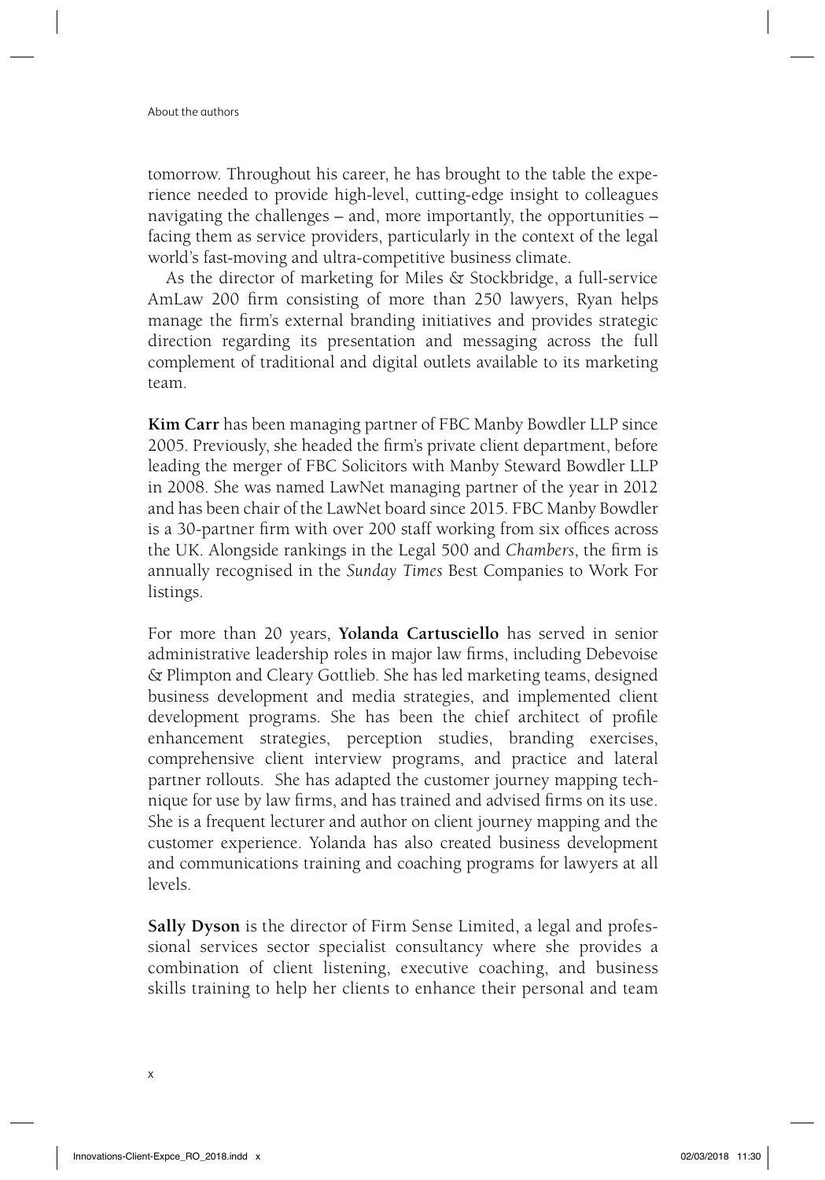tomorrow. Throughout his career, he has brought to the table the experience needed to provide high-level, cutting-edge insight to colleagues navigating the challenges – and, more importantly, the opportunities – facing them as service providers, particularly in the context of the legal world's fast-moving and ultra-competitive business climate.

As the director of marketing for Miles & Stockbridge, a full-service AmLaw 200 firm consisting of more than 250 lawyers, Ryan helps manage the firm's external branding initiatives and provides strategic direction regarding its presentation and messaging across the full complement of traditional and digital outlets available to its marketing team.

**Kim Carr** has been managing partner of FBC Manby Bowdler LLP since 2005. Previously, she headed the firm's private client department, before leading the merger of FBC Solicitors with Manby Steward Bowdler LLP in 2008. She was named LawNet managing partner of the year in 2012 and has been chair of the LawNet board since 2015. FBC Manby Bowdler is a 30-partner firm with over 200 staff working from six offices across the UK. Alongside rankings in the Legal 500 and *Chambers*, the firm is annually recognised in the *Sunday Times* Best Companies to Work For listings.

For more than 20 years, **Yolanda Cartusciello** has served in senior administrative leadership roles in major law firms, including Debevoise & Plimpton and Cleary Gottlieb. She has led marketing teams, designed business development and media strategies, and implemented client development programs. She has been the chief architect of profile enhancement strategies, perception studies, branding exercises, comprehensive client interview programs, and practice and lateral partner rollouts. She has adapted the customer journey mapping technique for use by law firms, and has trained and advised firms on its use. She is a frequent lecturer and author on client journey mapping and the customer experience. Yolanda has also created business development and communications training and coaching programs for lawyers at all levels.

**Sally Dyson** is the director of Firm Sense Limited, a legal and professional services sector specialist consultancy where she provides a combination of client listening, executive coaching, and business skills training to help her clients to enhance their personal and team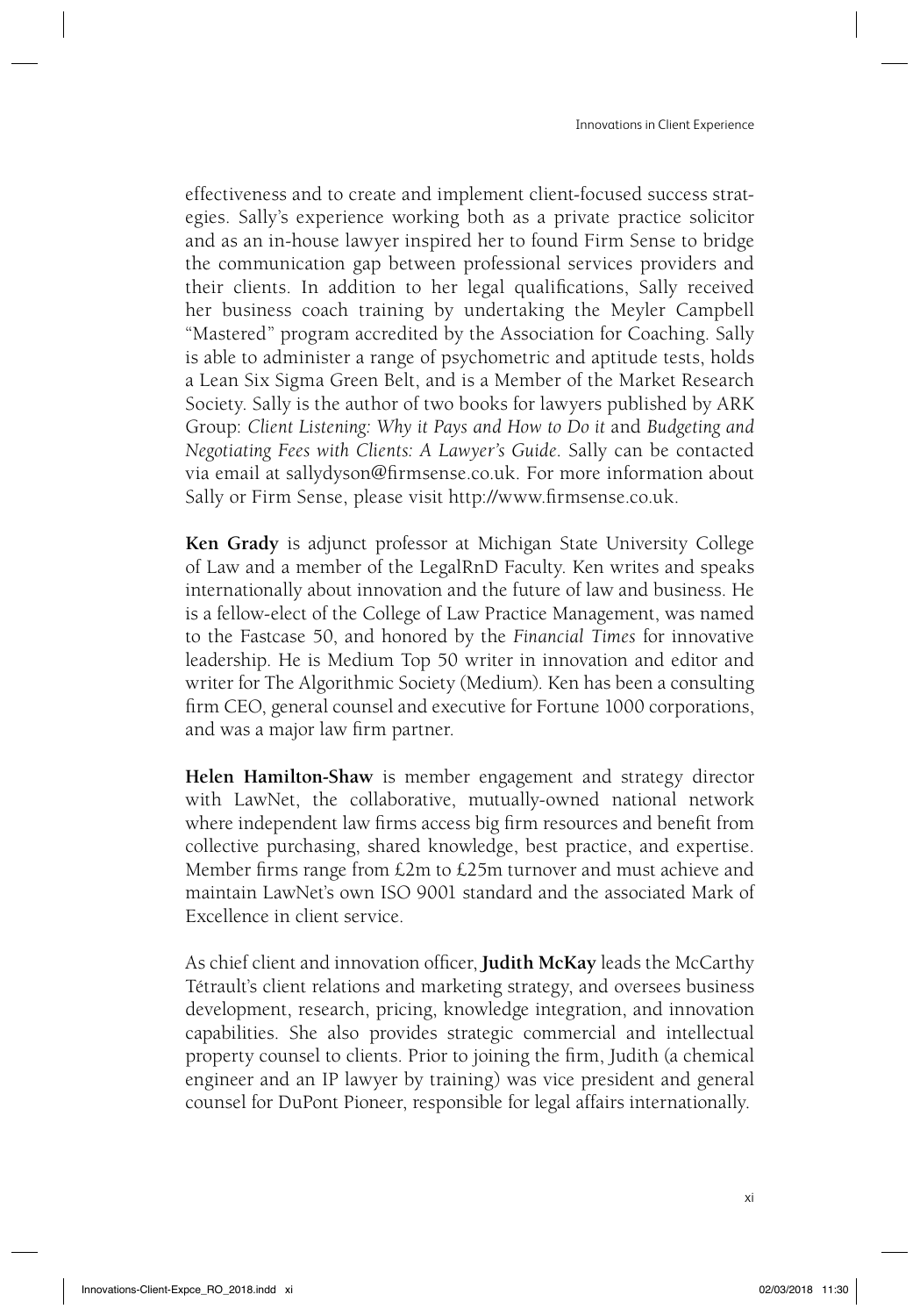effectiveness and to create and implement client-focused success strategies. Sally's experience working both as a private practice solicitor and as an in-house lawyer inspired her to found Firm Sense to bridge the communication gap between professional services providers and their clients. In addition to her legal qualifications, Sally received her business coach training by undertaking the Meyler Campbell "Mastered" program accredited by the Association for Coaching. Sally is able to administer a range of psychometric and aptitude tests, holds a Lean Six Sigma Green Belt, and is a Member of the Market Research Society. Sally is the author of two books for lawyers published by ARK Group: *Client Listening: Why it Pays and How to Do it* and *Budgeting and Negotiating Fees with Clients: A Lawyer's Guide*. Sally can be contacted via email at sallydyson@firmsense.co.uk. For more information about Sally or Firm Sense, please visit http://www.firmsense.co.uk.

**Ken Grady** is adjunct professor at Michigan State University College of Law and a member of the LegalRnD Faculty. Ken writes and speaks internationally about innovation and the future of law and business. He is a fellow-elect of the College of Law Practice Management, was named to the Fastcase 50, and honored by the *Financial Times* for innovative leadership. He is Medium Top 50 writer in innovation and editor and writer for The Algorithmic Society (Medium). Ken has been a consulting firm CEO, general counsel and executive for Fortune 1000 corporations, and was a major law firm partner.

**Helen Hamilton-Shaw** is member engagement and strategy director with LawNet, the collaborative, mutually-owned national network where independent law firms access big firm resources and benefit from collective purchasing, shared knowledge, best practice, and expertise. Member firms range from £2m to £25m turnover and must achieve and maintain LawNet's own ISO 9001 standard and the associated Mark of Excellence in client service.

As chief client and innovation officer, **Judith McKay** leads the McCarthy Tétrault's client relations and marketing strategy, and oversees business development, research, pricing, knowledge integration, and innovation capabilities. She also provides strategic commercial and intellectual property counsel to clients. Prior to joining the firm, Judith (a chemical engineer and an IP lawyer by training) was vice president and general counsel for DuPont Pioneer, responsible for legal affairs internationally.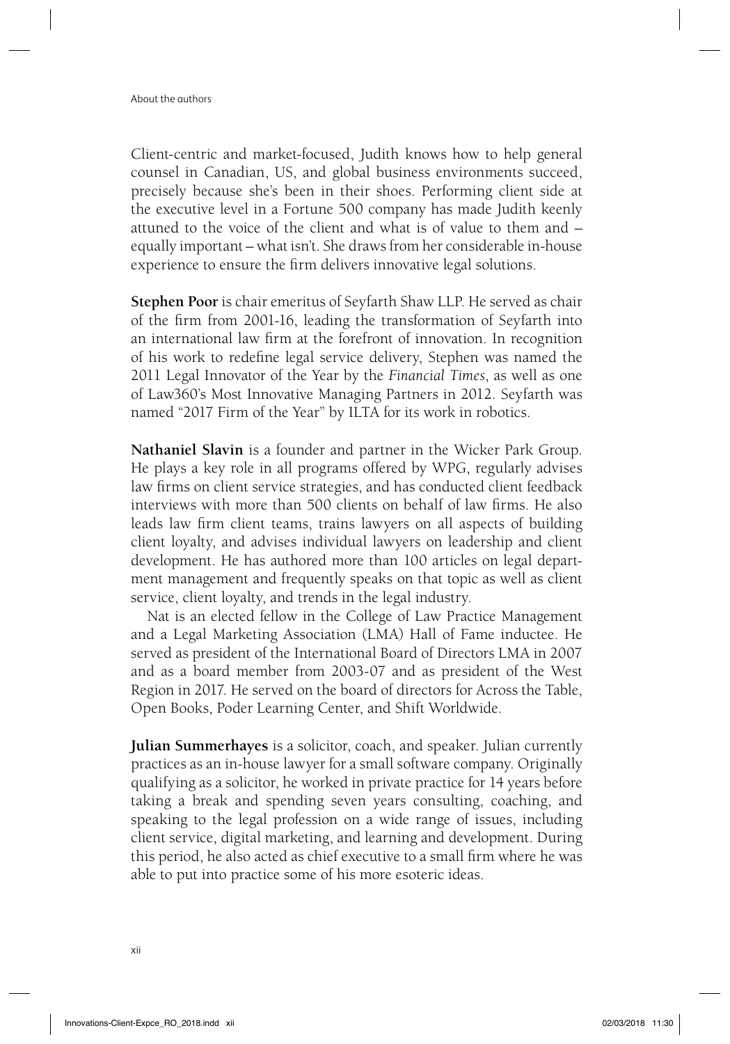Client-centric and market-focused, Judith knows how to help general counsel in Canadian, US, and global business environments succeed, precisely because she's been in their shoes. Performing client side at the executive level in a Fortune 500 company has made Judith keenly attuned to the voice of the client and what is of value to them and – equally important – what isn't. She draws from her considerable in-house experience to ensure the firm delivers innovative legal solutions.

**Stephen Poor** is chair emeritus of Seyfarth Shaw LLP. He served as chair of the firm from 2001-16, leading the transformation of Seyfarth into an international law firm at the forefront of innovation. In recognition of his work to redefine legal service delivery, Stephen was named the 2011 Legal Innovator of the Year by the *Financial Times*, as well as one of Law360's Most Innovative Managing Partners in 2012. Seyfarth was named "2017 Firm of the Year" by ILTA for its work in robotics.

**Nathaniel Slavin** is a founder and partner in the Wicker Park Group. He plays a key role in all programs offered by WPG, regularly advises law firms on client service strategies, and has conducted client feedback interviews with more than 500 clients on behalf of law firms. He also leads law firm client teams, trains lawyers on all aspects of building client loyalty, and advises individual lawyers on leadership and client development. He has authored more than 100 articles on legal department management and frequently speaks on that topic as well as client service, client loyalty, and trends in the legal industry.

Nat is an elected fellow in the College of Law Practice Management and a Legal Marketing Association (LMA) Hall of Fame inductee. He served as president of the International Board of Directors LMA in 2007 and as a board member from 2003-07 and as president of the West Region in 2017. He served on the board of directors for Across the Table, Open Books, Poder Learning Center, and Shift Worldwide.

**Julian Summerhayes** is a solicitor, coach, and speaker. Julian currently practices as an in-house lawyer for a small software company. Originally qualifying as a solicitor, he worked in private practice for 14 years before taking a break and spending seven years consulting, coaching, and speaking to the legal profession on a wide range of issues, including client service, digital marketing, and learning and development. During this period, he also acted as chief executive to a small firm where he was able to put into practice some of his more esoteric ideas.